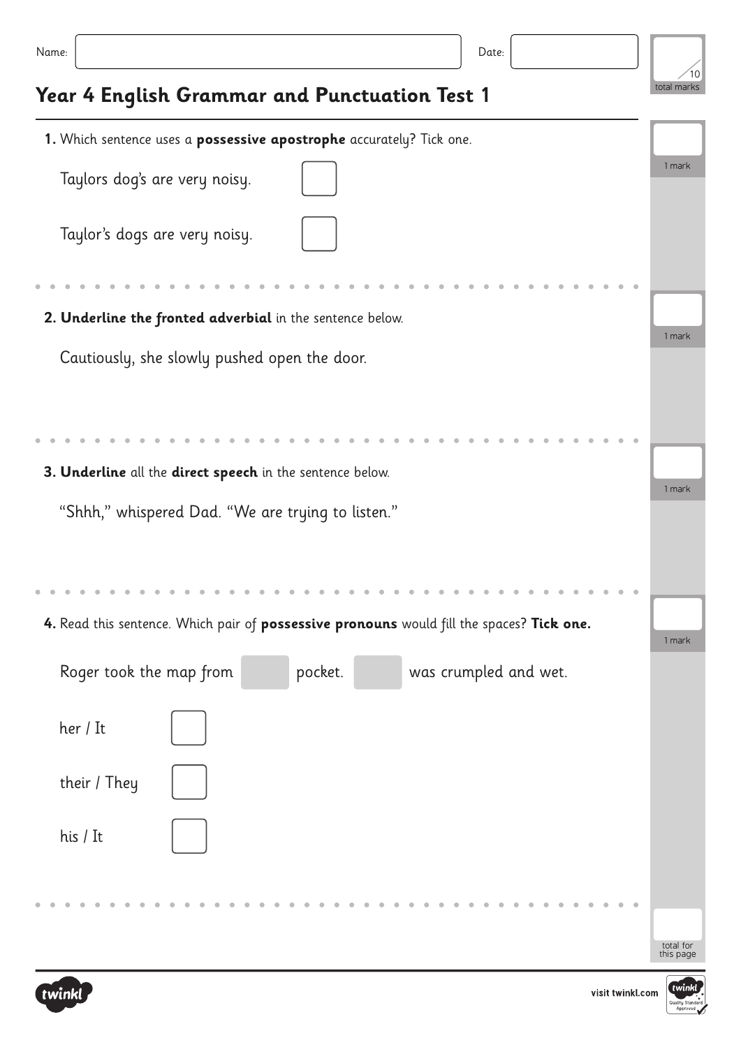Name: Date:

/10 total marks

# Year 4 English Grammar and Punctuation Test 1

**1.** Which sentence uses a **possessive apostrophe** accurately? Tick one.

Taylors dog's are very noisy. ☐

Taylor's dogs are very noisy. ☐

1 mark

**2. Underline the fronted adverbial** in the sentence below.

Cautiously, she slowly pushed open the door.

1 mark

**3. Underline** all the **direct speech** in the sentence below.

"Shhh," whispered Dad. "We are trying to listen."

1 mark

**4.** Read this sentence. Which pair of **possessive pronouns** would fill the spaces? **Tick one.**

Roger took the map from ______ pocket. ______ was crumpled and wet.

her / It ☐

their / They ☐

his / It ☐

1 mark

total for this page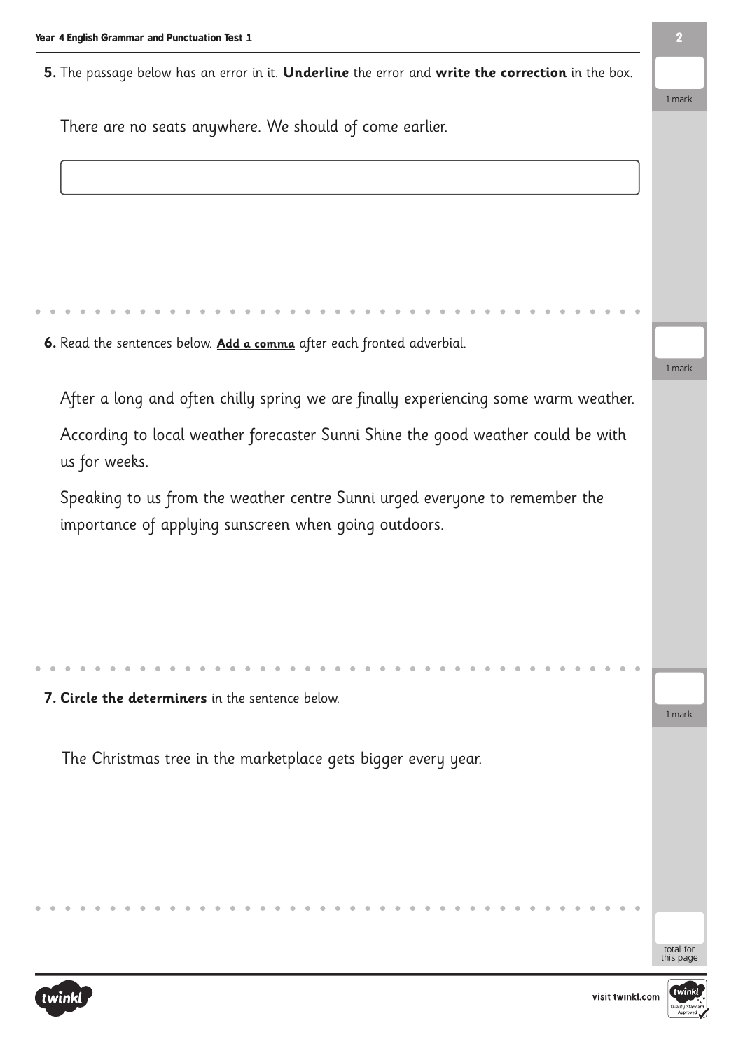**5.** The passage below has an error in it. **Underline** the error and **write the correction** in the box.

1 mark

There are no seats anywhere. We should of come earlier.

---

**6.** Read the sentences below. **Add a comma** after each fronted adverbial.

1 mark

After a long and often chilly spring we are finally experiencing some warm weather.

According to local weather forecaster Sunni Shine the good weather could be with us for weeks.

Speaking to us from the weather centre Sunni urged everyone to remember the importance of applying sunscreen when going outdoors.

---

**7. Circle the determiners** in the sentence below.

1 mark

The Christmas tree in the marketplace gets bigger every year.

---

total for this page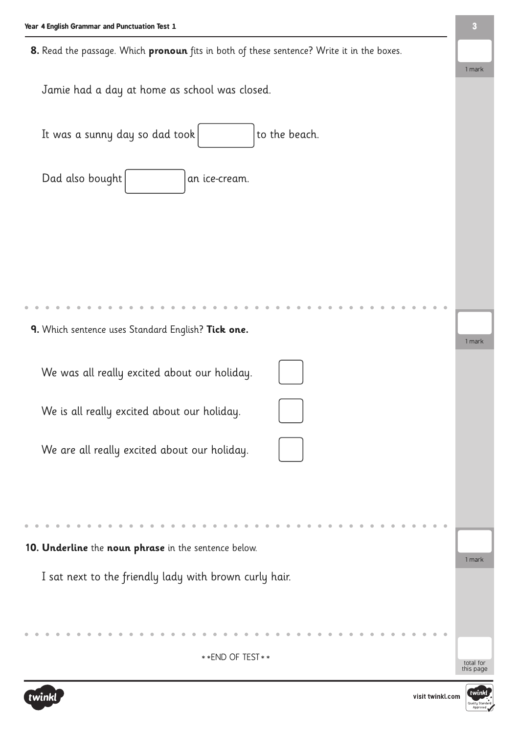**8.** Read the passage. Which **pronoun** fits in both of these sentence? Write it in the boxes.

1 mark

Jamie had a day at home as school was closed.

It was a sunny day so dad took [ ] to the beach.

Dad also bought [ ] an ice-cream.

**9.** Which sentence uses Standard English? **Tick one.**

1 mark

We was all really excited about our holiday. [ ]

We is all really excited about our holiday. [ ]

We are all really excited about our holiday. [ ]

**10. Underline** the **noun phrase** in the sentence below.

1 mark

I sat next to the friendly lady with brown curly hair.

**END OF TEST**

total for this page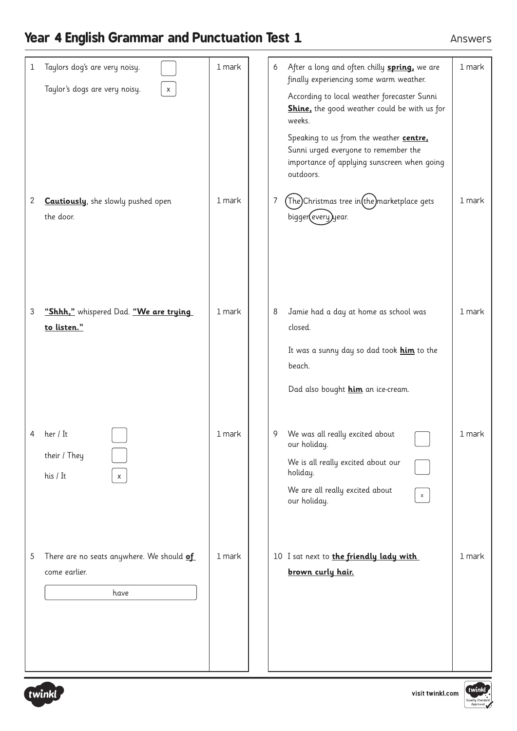# Year 4 English Grammar and Punctuation Test 1

Answers

| | | |
|---|---|---|
| 1 | Taylors dog's are very noisy. [ ]<br>Taylor's dogs are very noisy. [x] | 1 mark |
| 2 | **Cautiously**, she slowly pushed open the door. | 1 mark |
| 3 | **"Shhh,"** whispered Dad. **"We are trying to listen."** | 1 mark |
| 4 | her / It [ ]<br>their / They [ ]<br>his / It [x] | 1 mark |
| 5 | There are no seats anywhere. We should **of** come earlier.<br>have | 1 mark |
| 6 | After a long and often chilly **spring,** we are finally experiencing some warm weather.<br>According to local weather forecaster Sunni **Shine,** the good weather could be with us for weeks.<br>Speaking to us from the weather **centre,** Sunni urged everyone to remember the importance of applying sunscreen when going outdoors. | 1 mark |
| 7 | (The) Christmas tree in (the) marketplace gets bigger (every) year. | 1 mark |
| 8 | Jamie had a day at home as school was closed.<br>It was a sunny day so dad took **him** to the beach.<br>Dad also bought **him** an ice-cream. | 1 mark |
| 9 | We was all really excited about our holiday. [ ]<br>We is all really excited about our holiday. [ ]<br>We are all really excited about our holiday. [x] | 1 mark |
| 10 | I sat next to **the friendly lady with brown curly hair.** | 1 mark |